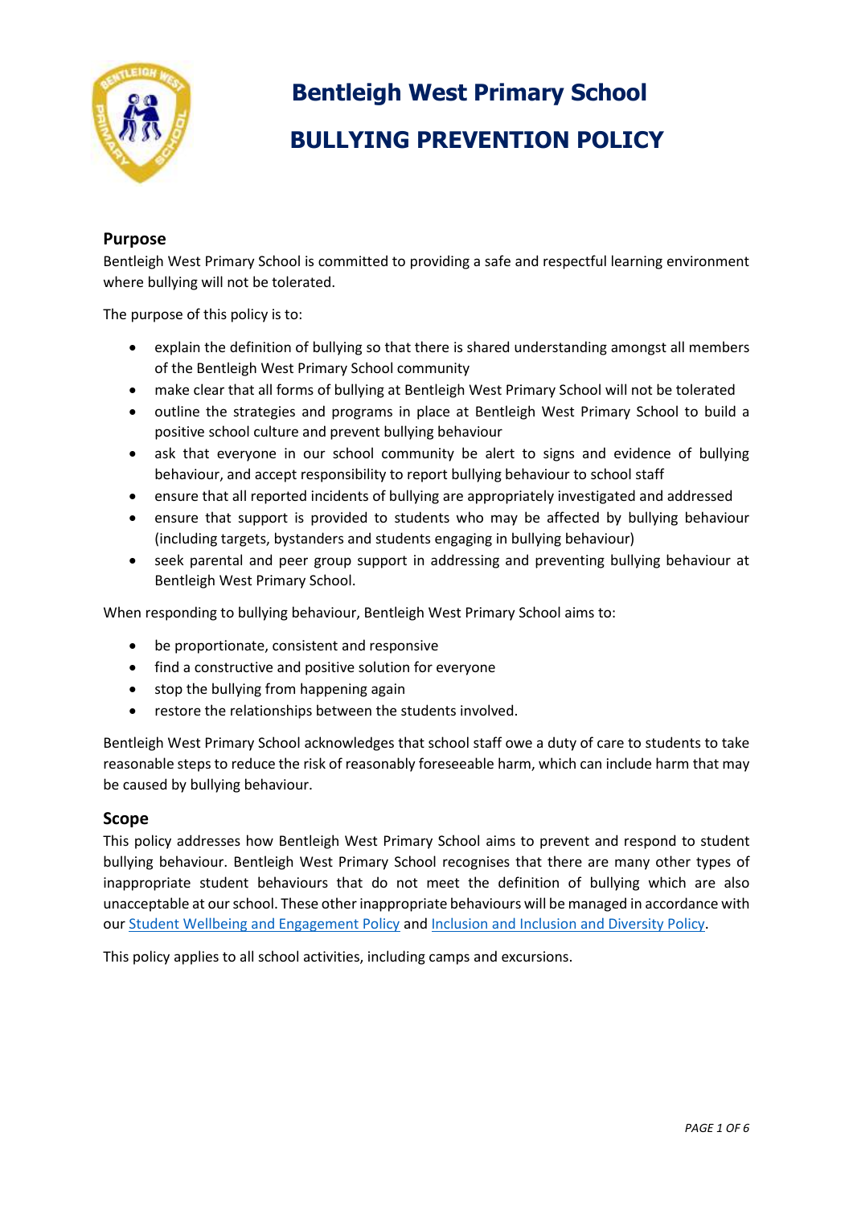# Bentleigh West Primary School

# BULLYING PREVENTION POLICY

## Purpose

Bentleigh West Primary School is committed to providing a safe and respectful learning environment where bullying will not be tolerated.

The purpose of this policy is to:

- explain the definition of bullying so that there is shared understanding amongst all members of the Bentleigh West Primary School community
- make clear that all forms of bullying at Bentleigh West Primary School will not be tolerated
- outline the strategies and programs in place at Bentleigh West Primary School to build a positive school culture and prevent bullying behaviour
- ask that everyone in our school community be alert to signs and evidence of bullying behaviour, and accept responsibility to report bullying behaviour to school staff
- ensure that all reported incidents of bullying are appropriately investigated and addressed
- ensure that support is provided to students who may be affected by bullying behaviour (including targets, bystanders and students engaging in bullying behaviour)
- seek parental and peer group support in addressing and preventing bullying behaviour at Bentleigh West Primary School.

When responding to bullying behaviour, Bentleigh West Primary School aims to:

- be proportionate, consistent and responsive
- find a constructive and positive solution for everyone
- stop the bullying from happening again
- restore the relationships between the students involved.

Bentleigh West Primary School acknowledges that school staff owe a duty of care to students to take reasonable steps to reduce the risk of reasonably foreseeable harm, which can include harm that may be caused by bullying behaviour.

## Scope

This policy addresses how Bentleigh West Primary School aims to prevent and respond to student bullying behaviour. Bentleigh West Primary School recognises that there are many other types of inappropriate student behaviours that do not meet the definition of bullying which are also unacceptable at our school. These other inappropriate behaviours will be managed in accordance with our Student Wellbeing and Engagement Policy and Inclusion and Inclusion and Diversity Policy.

This policy applies to all school activities, including camps and excursions.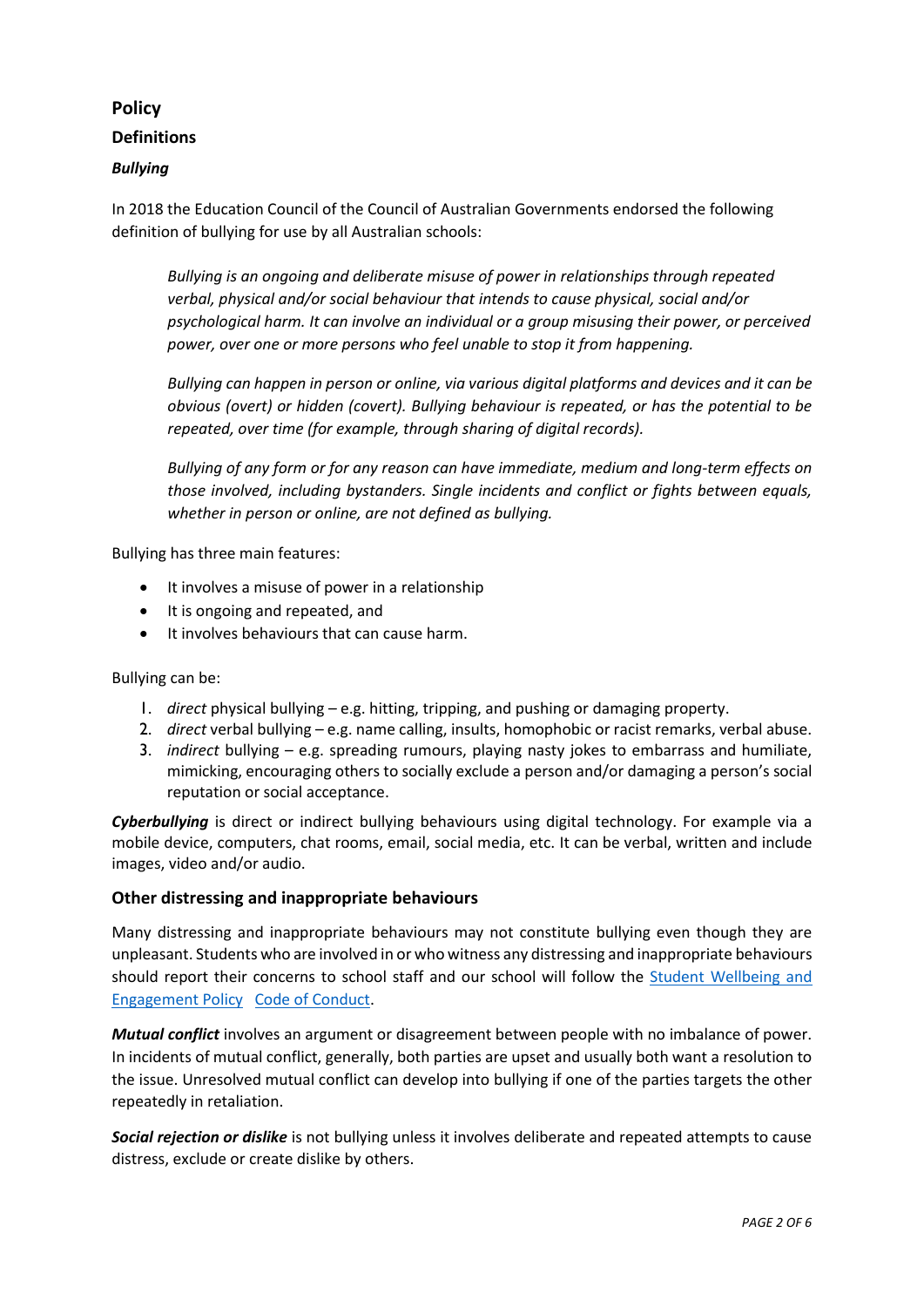## Policy

### Definitions

#### *Bullying*

In 2018 the Education Council of the Council of Australian Governments endorsed the following definition of bullying for use by all Australian schools:

> *Bullying is an ongoing and deliberate misuse of power in relationships through repeated verbal, physical and/or social behaviour that intends to cause physical, social and/or psychological harm. It can involve an individual or a group misusing their power, or perceived power, over one or more persons who feel unable to stop it from happening.*
>
> *Bullying can happen in person or online, via various digital platforms and devices and it can be obvious (overt) or hidden (covert). Bullying behaviour is repeated, or has the potential to be repeated, over time (for example, through sharing of digital records).*
>
> *Bullying of any form or for any reason can have immediate, medium and long-term effects on those involved, including bystanders. Single incidents and conflict or fights between equals, whether in person or online, are not defined as bullying.*

Bullying has three main features:

- It involves a misuse of power in a relationship
- It is ongoing and repeated, and
- It involves behaviours that can cause harm.

Bullying can be:

1. *direct* physical bullying – e.g. hitting, tripping, and pushing or damaging property.
2. *direct* verbal bullying – e.g. name calling, insults, homophobic or racist remarks, verbal abuse.
3. *indirect* bullying – e.g. spreading rumours, playing nasty jokes to embarrass and humiliate, mimicking, encouraging others to socially exclude a person and/or damaging a person's social reputation or social acceptance.

***Cyberbullying*** is direct or indirect bullying behaviours using digital technology. For example via a mobile device, computers, chat rooms, email, social media, etc. It can be verbal, written and include images, video and/or audio.

### Other distressing and inappropriate behaviours

Many distressing and inappropriate behaviours may not constitute bullying even though they are unpleasant. Students who are involved in or who witness any distressing and inappropriate behaviours should report their concerns to school staff and our school will follow the Student Wellbeing and Engagement Policy Code of Conduct.

***Mutual conflict*** involves an argument or disagreement between people with no imbalance of power. In incidents of mutual conflict, generally, both parties are upset and usually both want a resolution to the issue. Unresolved mutual conflict can develop into bullying if one of the parties targets the other repeatedly in retaliation.

***Social rejection or dislike*** is not bullying unless it involves deliberate and repeated attempts to cause distress, exclude or create dislike by others.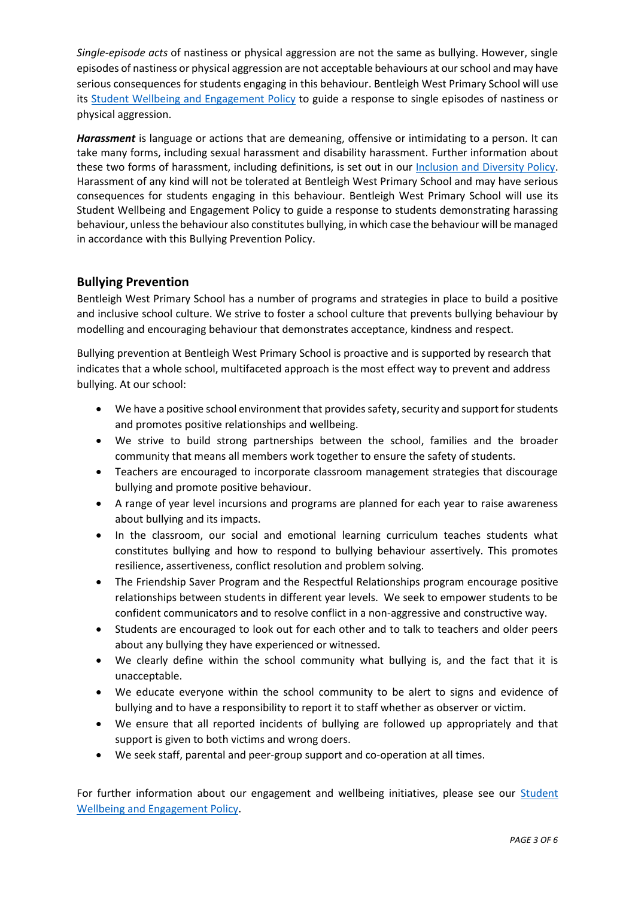*Single-episode acts* of nastiness or physical aggression are not the same as bullying. However, single episodes of nastiness or physical aggression are not acceptable behaviours at our school and may have serious consequences for students engaging in this behaviour. Bentleigh West Primary School will use its [Student Wellbeing and Engagement Policy](#) to guide a response to single episodes of nastiness or physical aggression.

***Harassment*** is language or actions that are demeaning, offensive or intimidating to a person. It can take many forms, including sexual harassment and disability harassment. Further information about these two forms of harassment, including definitions, is set out in our [Inclusion and Diversity Policy](#). Harassment of any kind will not be tolerated at Bentleigh West Primary School and may have serious consequences for students engaging in this behaviour. Bentleigh West Primary School will use its Student Wellbeing and Engagement Policy to guide a response to students demonstrating harassing behaviour, unless the behaviour also constitutes bullying, in which case the behaviour will be managed in accordance with this Bullying Prevention Policy.

## Bullying Prevention

Bentleigh West Primary School has a number of programs and strategies in place to build a positive and inclusive school culture. We strive to foster a school culture that prevents bullying behaviour by modelling and encouraging behaviour that demonstrates acceptance, kindness and respect.

Bullying prevention at Bentleigh West Primary School is proactive and is supported by research that indicates that a whole school, multifaceted approach is the most effect way to prevent and address bullying. At our school:

- We have a positive school environment that provides safety, security and support for students and promotes positive relationships and wellbeing.
- We strive to build strong partnerships between the school, families and the broader community that means all members work together to ensure the safety of students.
- Teachers are encouraged to incorporate classroom management strategies that discourage bullying and promote positive behaviour.
- A range of year level incursions and programs are planned for each year to raise awareness about bullying and its impacts.
- In the classroom, our social and emotional learning curriculum teaches students what constitutes bullying and how to respond to bullying behaviour assertively. This promotes resilience, assertiveness, conflict resolution and problem solving.
- The Friendship Saver Program and the Respectful Relationships program encourage positive relationships between students in different year levels. We seek to empower students to be confident communicators and to resolve conflict in a non-aggressive and constructive way.
- Students are encouraged to look out for each other and to talk to teachers and older peers about any bullying they have experienced or witnessed.
- We clearly define within the school community what bullying is, and the fact that it is unacceptable.
- We educate everyone within the school community to be alert to signs and evidence of bullying and to have a responsibility to report it to staff whether as observer or victim.
- We ensure that all reported incidents of bullying are followed up appropriately and that support is given to both victims and wrong doers.
- We seek staff, parental and peer-group support and co-operation at all times.

For further information about our engagement and wellbeing initiatives, please see our [Student Wellbeing and Engagement Policy](#).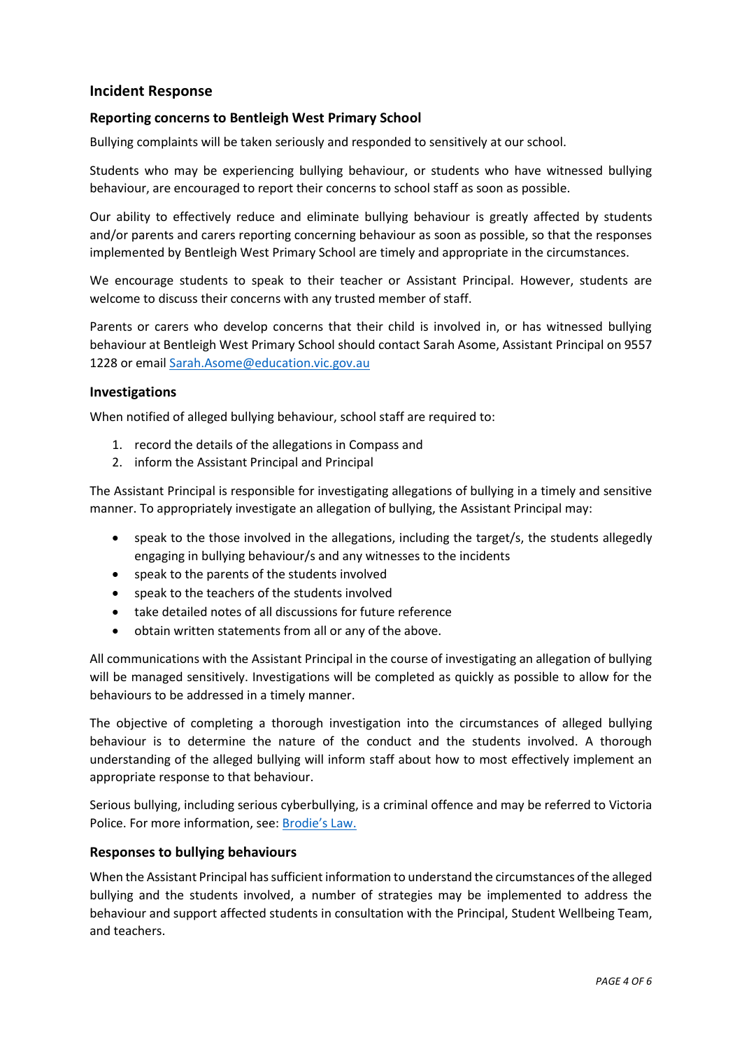## Incident Response

### Reporting concerns to Bentleigh West Primary School

Bullying complaints will be taken seriously and responded to sensitively at our school.

Students who may be experiencing bullying behaviour, or students who have witnessed bullying behaviour, are encouraged to report their concerns to school staff as soon as possible.

Our ability to effectively reduce and eliminate bullying behaviour is greatly affected by students and/or parents and carers reporting concerning behaviour as soon as possible, so that the responses implemented by Bentleigh West Primary School are timely and appropriate in the circumstances.

We encourage students to speak to their teacher or Assistant Principal. However, students are welcome to discuss their concerns with any trusted member of staff.

Parents or carers who develop concerns that their child is involved in, or has witnessed bullying behaviour at Bentleigh West Primary School should contact Sarah Asome, Assistant Principal on 9557 1228 or email [Sarah.Asome@education.vic.gov.au](mailto:Sarah.Asome@education.vic.gov.au)

### Investigations

When notified of alleged bullying behaviour, school staff are required to:

1. record the details of the allegations in Compass and
2. inform the Assistant Principal and Principal

The Assistant Principal is responsible for investigating allegations of bullying in a timely and sensitive manner. To appropriately investigate an allegation of bullying, the Assistant Principal may:

- speak to the those involved in the allegations, including the target/s, the students allegedly engaging in bullying behaviour/s and any witnesses to the incidents
- speak to the parents of the students involved
- speak to the teachers of the students involved
- take detailed notes of all discussions for future reference
- obtain written statements from all or any of the above.

All communications with the Assistant Principal in the course of investigating an allegation of bullying will be managed sensitively. Investigations will be completed as quickly as possible to allow for the behaviours to be addressed in a timely manner.

The objective of completing a thorough investigation into the circumstances of alleged bullying behaviour is to determine the nature of the conduct and the students involved. A thorough understanding of the alleged bullying will inform staff about how to most effectively implement an appropriate response to that behaviour.

Serious bullying, including serious cyberbullying, is a criminal offence and may be referred to Victoria Police. For more information, see: [Brodie's Law.](Brodie's Law)

### Responses to bullying behaviours

When the Assistant Principal has sufficient information to understand the circumstances of the alleged bullying and the students involved, a number of strategies may be implemented to address the behaviour and support affected students in consultation with the Principal, Student Wellbeing Team, and teachers.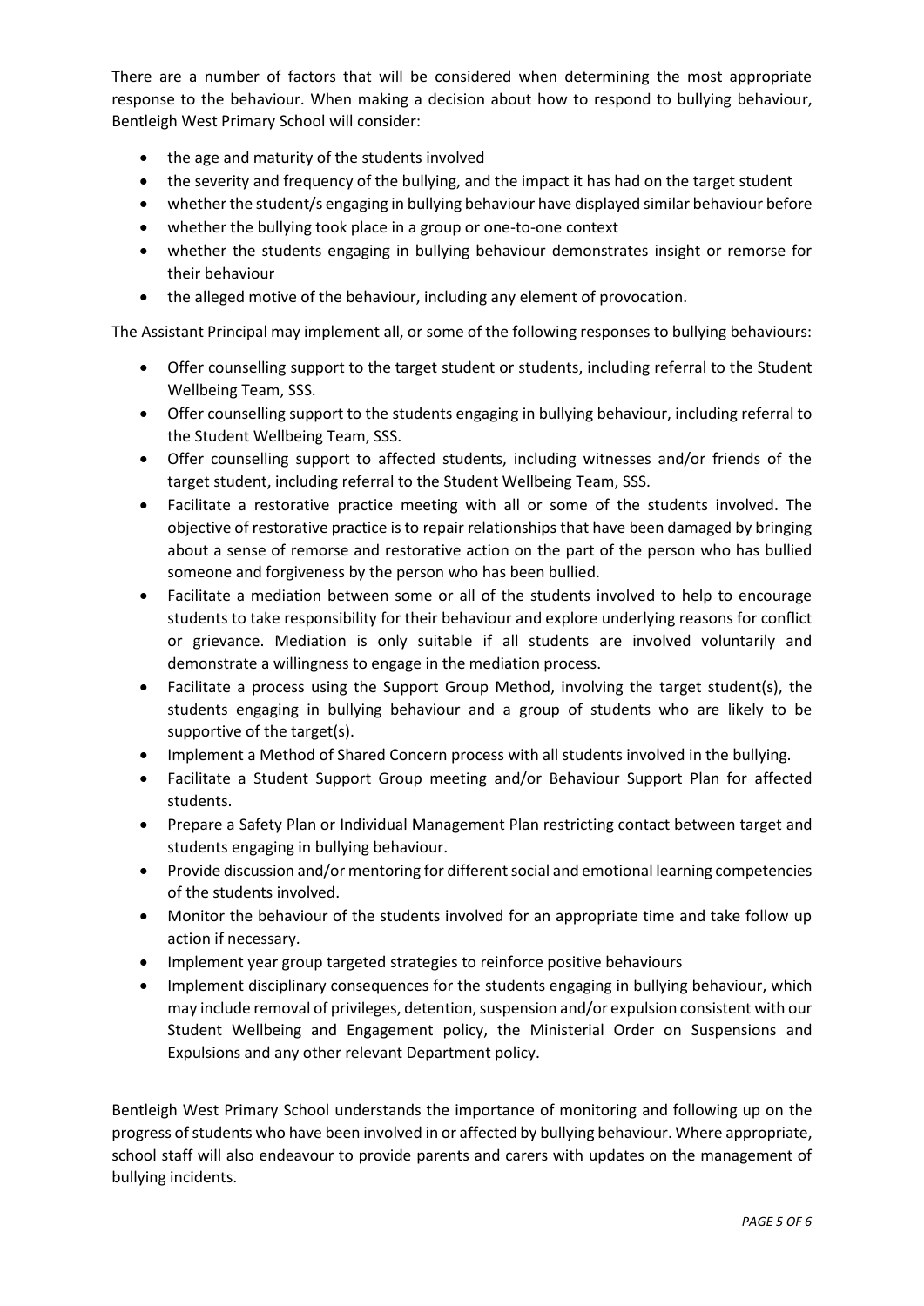There are a number of factors that will be considered when determining the most appropriate response to the behaviour. When making a decision about how to respond to bullying behaviour, Bentleigh West Primary School will consider:

- the age and maturity of the students involved
- the severity and frequency of the bullying, and the impact it has had on the target student
- whether the student/s engaging in bullying behaviour have displayed similar behaviour before
- whether the bullying took place in a group or one-to-one context
- whether the students engaging in bullying behaviour demonstrates insight or remorse for their behaviour
- the alleged motive of the behaviour, including any element of provocation.

The Assistant Principal may implement all, or some of the following responses to bullying behaviours:

- Offer counselling support to the target student or students, including referral to the Student Wellbeing Team, SSS.
- Offer counselling support to the students engaging in bullying behaviour, including referral to the Student Wellbeing Team, SSS.
- Offer counselling support to affected students, including witnesses and/or friends of the target student, including referral to the Student Wellbeing Team, SSS.
- Facilitate a restorative practice meeting with all or some of the students involved. The objective of restorative practice is to repair relationships that have been damaged by bringing about a sense of remorse and restorative action on the part of the person who has bullied someone and forgiveness by the person who has been bullied.
- Facilitate a mediation between some or all of the students involved to help to encourage students to take responsibility for their behaviour and explore underlying reasons for conflict or grievance. Mediation is only suitable if all students are involved voluntarily and demonstrate a willingness to engage in the mediation process.
- Facilitate a process using the Support Group Method, involving the target student(s), the students engaging in bullying behaviour and a group of students who are likely to be supportive of the target(s).
- Implement a Method of Shared Concern process with all students involved in the bullying.
- Facilitate a Student Support Group meeting and/or Behaviour Support Plan for affected students.
- Prepare a Safety Plan or Individual Management Plan restricting contact between target and students engaging in bullying behaviour.
- Provide discussion and/or mentoring for different social and emotional learning competencies of the students involved.
- Monitor the behaviour of the students involved for an appropriate time and take follow up action if necessary.
- Implement year group targeted strategies to reinforce positive behaviours
- Implement disciplinary consequences for the students engaging in bullying behaviour, which may include removal of privileges, detention, suspension and/or expulsion consistent with our Student Wellbeing and Engagement policy, the Ministerial Order on Suspensions and Expulsions and any other relevant Department policy.

Bentleigh West Primary School understands the importance of monitoring and following up on the progress of students who have been involved in or affected by bullying behaviour. Where appropriate, school staff will also endeavour to provide parents and carers with updates on the management of bullying incidents.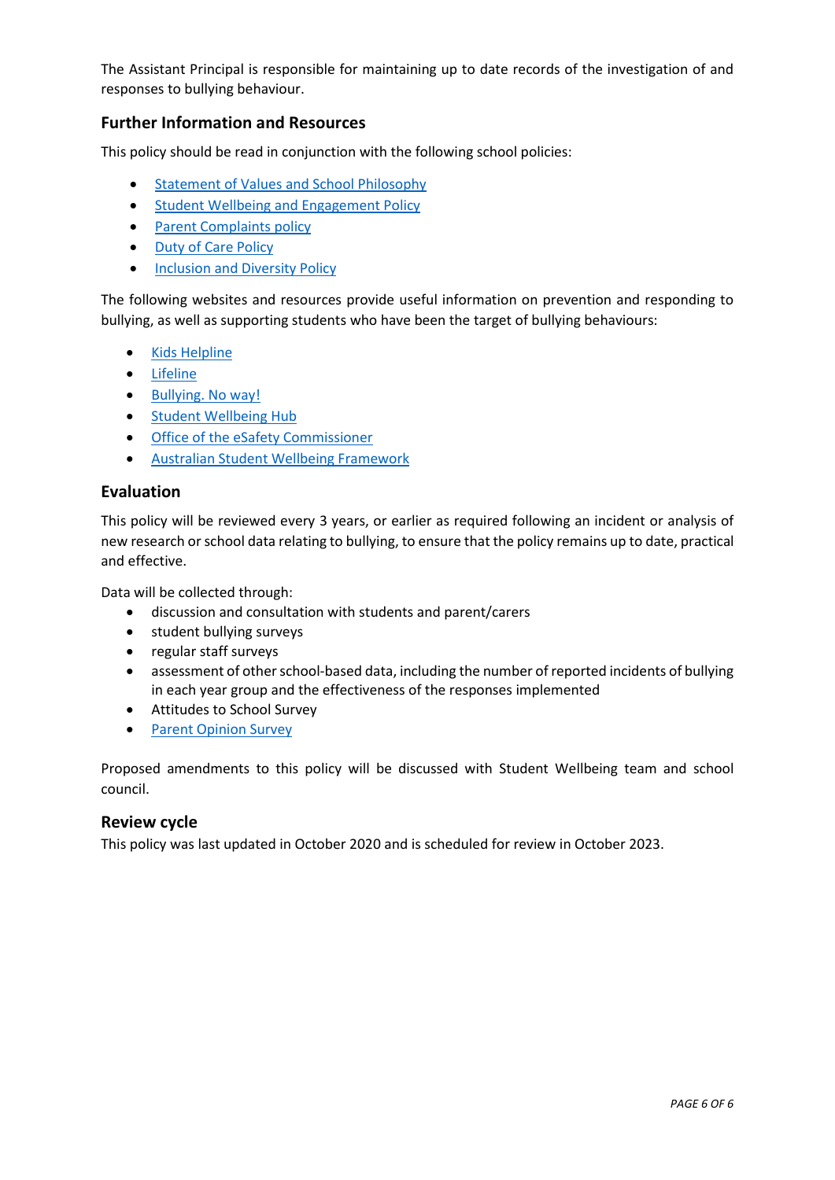The Assistant Principal is responsible for maintaining up to date records of the investigation of and responses to bullying behaviour.

## Further Information and Resources

This policy should be read in conjunction with the following school policies:

- Statement of Values and School Philosophy
- Student Wellbeing and Engagement Policy
- Parent Complaints policy
- Duty of Care Policy
- Inclusion and Diversity Policy

The following websites and resources provide useful information on prevention and responding to bullying, as well as supporting students who have been the target of bullying behaviours:

- Kids Helpline
- Lifeline
- Bullying. No way!
- Student Wellbeing Hub
- Office of the eSafety Commissioner
- Australian Student Wellbeing Framework

## Evaluation

This policy will be reviewed every 3 years, or earlier as required following an incident or analysis of new research or school data relating to bullying, to ensure that the policy remains up to date, practical and effective.

Data will be collected through:

- discussion and consultation with students and parent/carers
- student bullying surveys
- regular staff surveys
- assessment of other school-based data, including the number of reported incidents of bullying in each year group and the effectiveness of the responses implemented
- Attitudes to School Survey
- Parent Opinion Survey

Proposed amendments to this policy will be discussed with Student Wellbeing team and school council.

## Review cycle

This policy was last updated in October 2020 and is scheduled for review in October 2023.